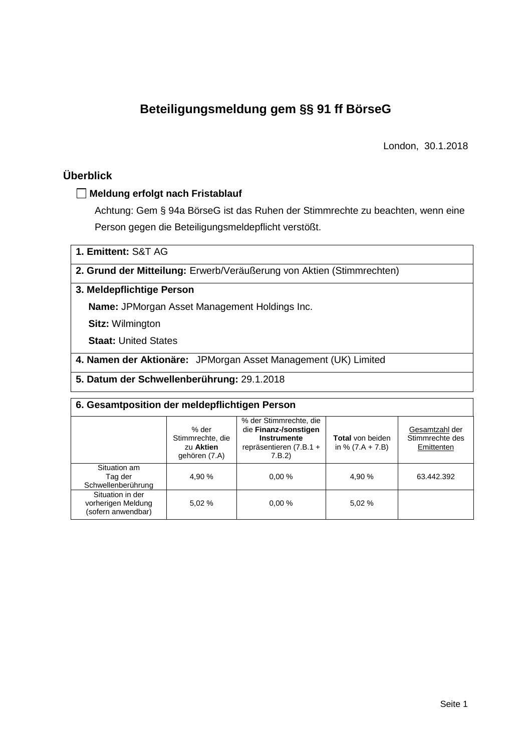# Beteiligungsmeldung gem §§ 91 ff BörseG

London, 30.1.2018

## Überblick

☐ **Meldung erfolgt nach Fristablauf**

Achtung: Gem § 94a BörseG ist das Ruhen der Stimmrechte zu beachten, wenn eine Person gegen die Beteiligungsmeldepflicht verstößt.

**1. Emittent:** S&T AG

**2. Grund der Mitteilung:** Erwerb/Veräußerung von Aktien (Stimmrechten)

**3. Meldepflichtige Person**

**Name:** JPMorgan Asset Management Holdings Inc.

**Sitz:** Wilmington

**Staat:** United States

**4. Namen der Aktionäre:** JPMorgan Asset Management (UK) Limited

**5. Datum der Schwellenberührung:** 29.1.2018

**6. Gesamtposition der meldepflichtigen Person**

| | % der Stimmrechte, die zu **Aktien** gehören (7.A) | % der Stimmrechte, die die **Finanz-/sonstigen Instrumente** repräsentieren (7.B.1 + 7.B.2) | **Total** von beiden in % (7.A + 7.B) | Gesamtzahl der Stimmrechte des Emittenten |
|---|---|---|---|---|
| Situation am Tag der Schwellenberührung | 4,90 % | 0,00 % | 4,90 % | 63.442.392 |
| Situation in der vorherigen Meldung (sofern anwendbar) | 5,02 % | 0,00 % | 5,02 % | |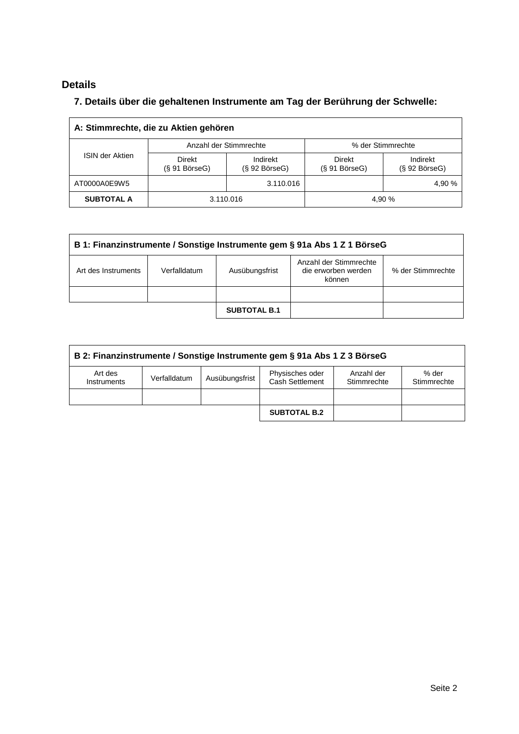## Details

### 7. Details über die gehaltenen Instrumente am Tag der Berührung der Schwelle:

| A: Stimmrechte, die zu Aktien gehören | | | | |
|---|---|---|---|---|
| ISIN der Aktien | Anzahl der Stimmrechte | | % der Stimmrechte | |
| | Direkt (§ 91 BörseG) | Indirekt (§ 92 BörseG) | Direkt (§ 91 BörseG) | Indirekt (§ 92 BörseG) |
| AT0000A0E9W5 | | 3.110.016 | | 4,90 % |
| **SUBTOTAL A** | 3.110.016 | | 4,90 % | |

| B 1: Finanzinstrumente / Sonstige Instrumente gem § 91a Abs 1 Z 1 BörseG | | | | |
|---|---|---|---|---|
| Art des Instruments | Verfalldatum | Ausübungsfrist | Anzahl der Stimmrechte die erworben werden können | % der Stimmrechte |
| | | | | |
| | | **SUBTOTAL B.1** | | |

| B 2: Finanzinstrumente / Sonstige Instrumente gem § 91a Abs 1 Z 3 BörseG | | | | | |
|---|---|---|---|---|---|
| Art des Instruments | Verfalldatum | Ausübungsfrist | Physisches oder Cash Settlement | Anzahl der Stimmrechte | % der Stimmrechte |
| | | | | | |
| | | | **SUBTOTAL B.2** | | |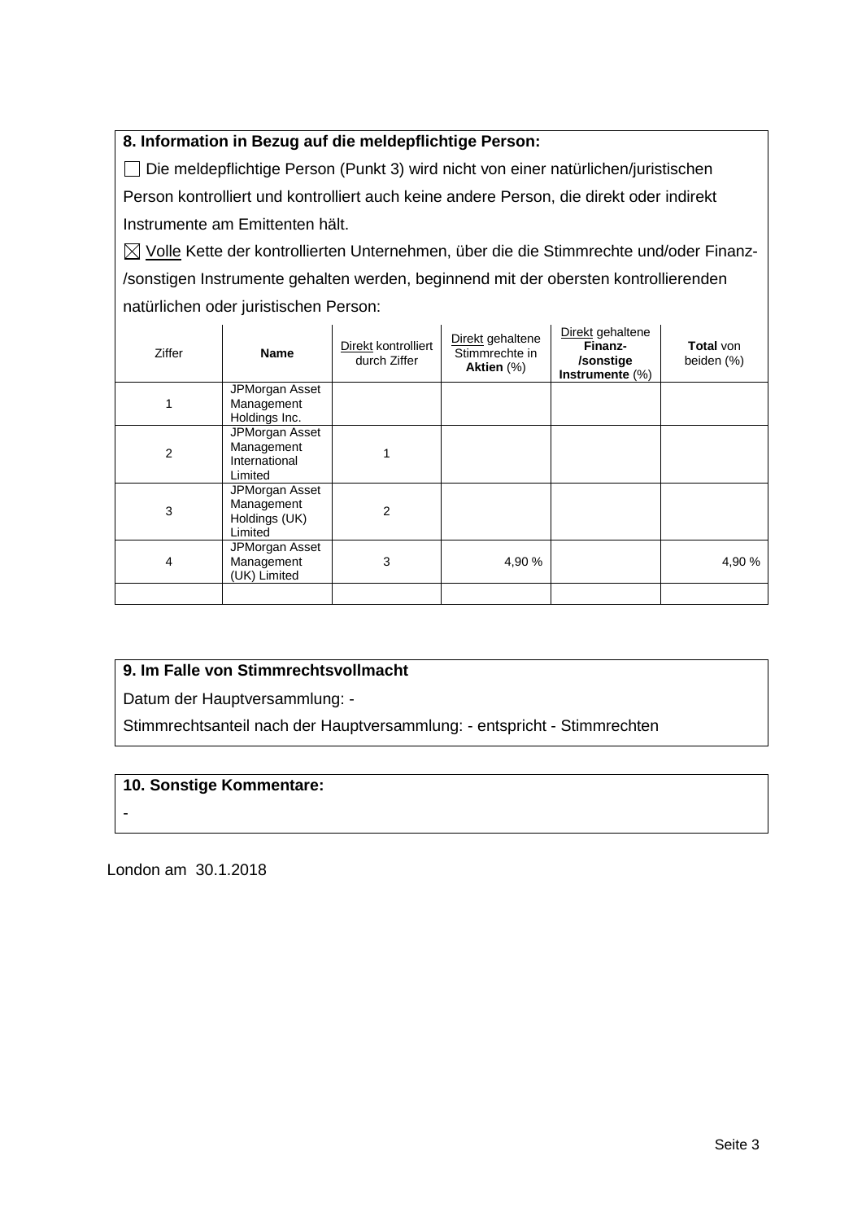**8. Information in Bezug auf die meldepflichtige Person:**

☐ Die meldepflichtige Person (Punkt 3) wird nicht von einer natürlichen/juristischen Person kontrolliert und kontrolliert auch keine andere Person, die direkt oder indirekt Instrumente am Emittenten hält.

☒ Volle Kette der kontrollierten Unternehmen, über die die Stimmrechte und/oder Finanz-/sonstigen Instrumente gehalten werden, beginnend mit der obersten kontrollierenden natürlichen oder juristischen Person:

| Ziffer | **Name** | Direkt kontrolliert durch Ziffer | Direkt gehaltene Stimmrechte in **Aktien** (%) | Direkt gehaltene **Finanz-/sonstige Instrumente** (%) | **Total** von beiden (%) |
|---|---|---|---|---|---|
| 1 | JPMorgan Asset Management Holdings Inc. | | | | |
| 2 | JPMorgan Asset Management International Limited | 1 | | | |
| 3 | JPMorgan Asset Management Holdings (UK) Limited | 2 | | | |
| 4 | JPMorgan Asset Management (UK) Limited | 3 | 4,90 % | | 4,90 % |
| | | | | | |

**9. Im Falle von Stimmrechtsvollmacht**

Datum der Hauptversammlung: -

Stimmrechtsanteil nach der Hauptversammlung: - entspricht - Stimmrechten

**10. Sonstige Kommentare:**

-

London am 30.1.2018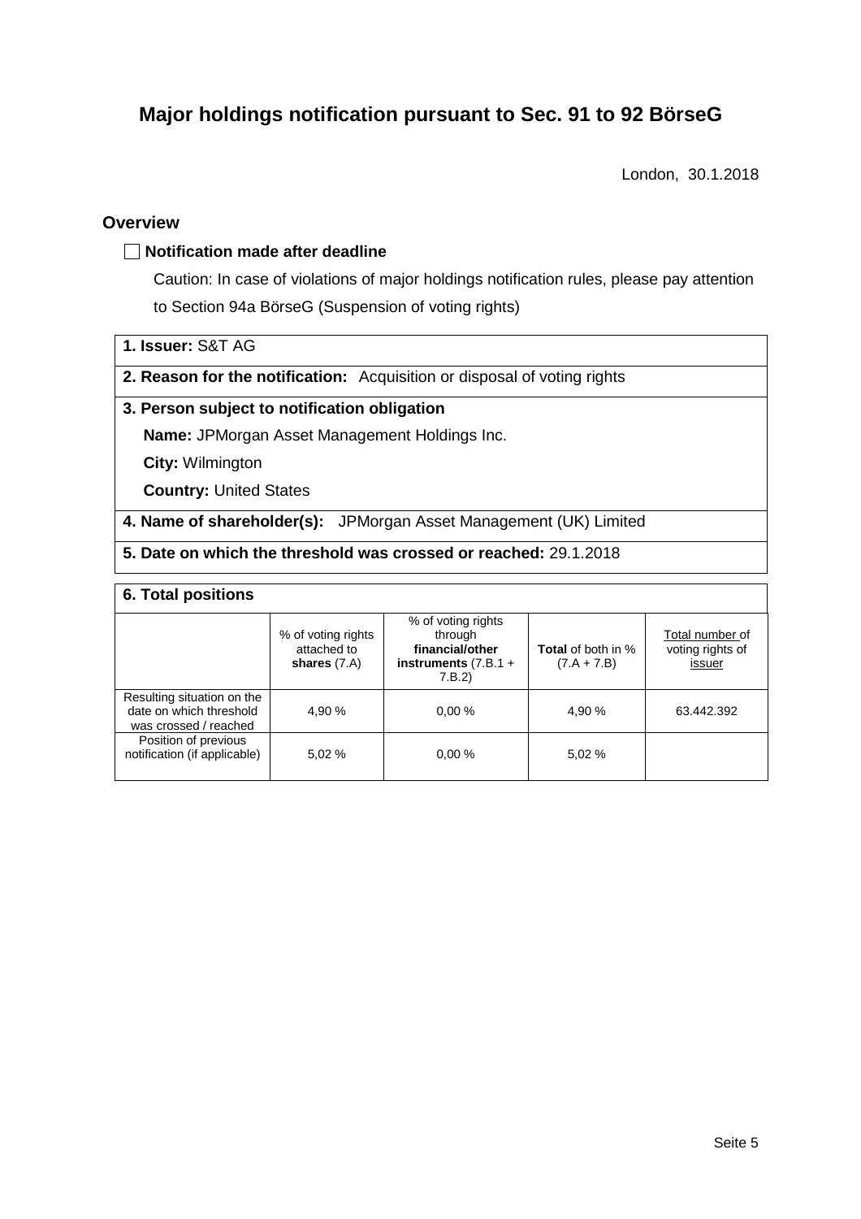# Major holdings notification pursuant to Sec. 91 to 92 BörseG

London, 30.1.2018

## Overview

☐ **Notification made after deadline**

Caution: In case of violations of major holdings notification rules, please pay attention to Section 94a BörseG (Suspension of voting rights)

**1. Issuer:** S&T AG

**2. Reason for the notification:** Acquisition or disposal of voting rights

**3. Person subject to notification obligation**

**Name:** JPMorgan Asset Management Holdings Inc.

**City:** Wilmington

**Country:** United States

**4. Name of shareholder(s):** JPMorgan Asset Management (UK) Limited

**5. Date on which the threshold was crossed or reached:** 29.1.2018

**6. Total positions**

| | % of voting rights attached to **shares** (7.A) | % of voting rights through **financial/other instruments** (7.B.1 + 7.B.2) | **Total** of both in % (7.A + 7.B) | Total number of voting rights of issuer |
|---|---|---|---|---|
| Resulting situation on the date on which threshold was crossed / reached | 4,90 % | 0,00 % | 4,90 % | 63.442.392 |
| Position of previous notification (if applicable) | 5,02 % | 0,00 % | 5,02 % | |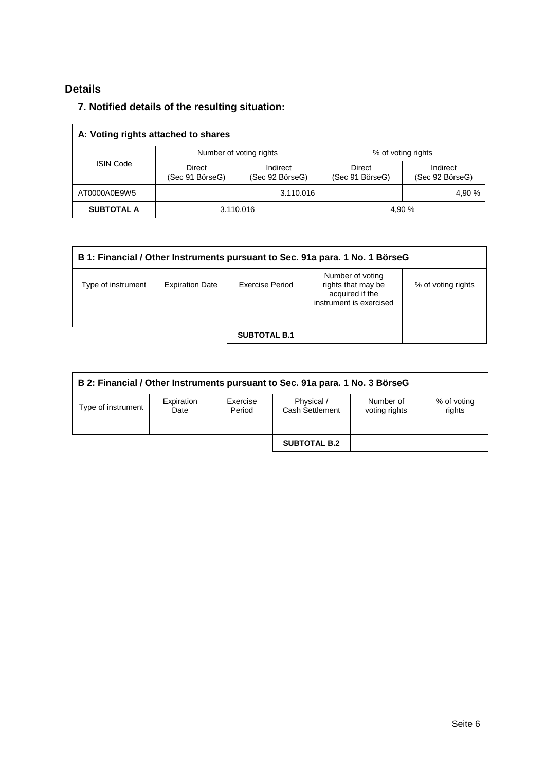## Details

### 7. Notified details of the resulting situation:

| A: Voting rights attached to shares | | | | |
|---|---|---|---|---|
| ISIN Code | Number of voting rights | | % of voting rights | |
| | Direct (Sec 91 BörseG) | Indirect (Sec 92 BörseG) | Direct (Sec 91 BörseG) | Indirect (Sec 92 BörseG) |
| AT0000A0E9W5 | | 3.110.016 | | 4,90 % |
| **SUBTOTAL A** | 3.110.016 | | 4,90 % | |

| B 1: Financial / Other Instruments pursuant to Sec. 91a para. 1 No. 1 BörseG | | | | |
|---|---|---|---|---|
| Type of instrument | Expiration Date | Exercise Period | Number of voting rights that may be acquired if the instrument is exercised | % of voting rights |
| | | | | |
| | | **SUBTOTAL B.1** | | |

| B 2: Financial / Other Instruments pursuant to Sec. 91a para. 1 No. 3 BörseG | | | | | |
|---|---|---|---|---|---|
| Type of instrument | Expiration Date | Exercise Period | Physical / Cash Settlement | Number of voting rights | % of voting rights |
| | | | | | |
| | | | **SUBTOTAL B.2** | | |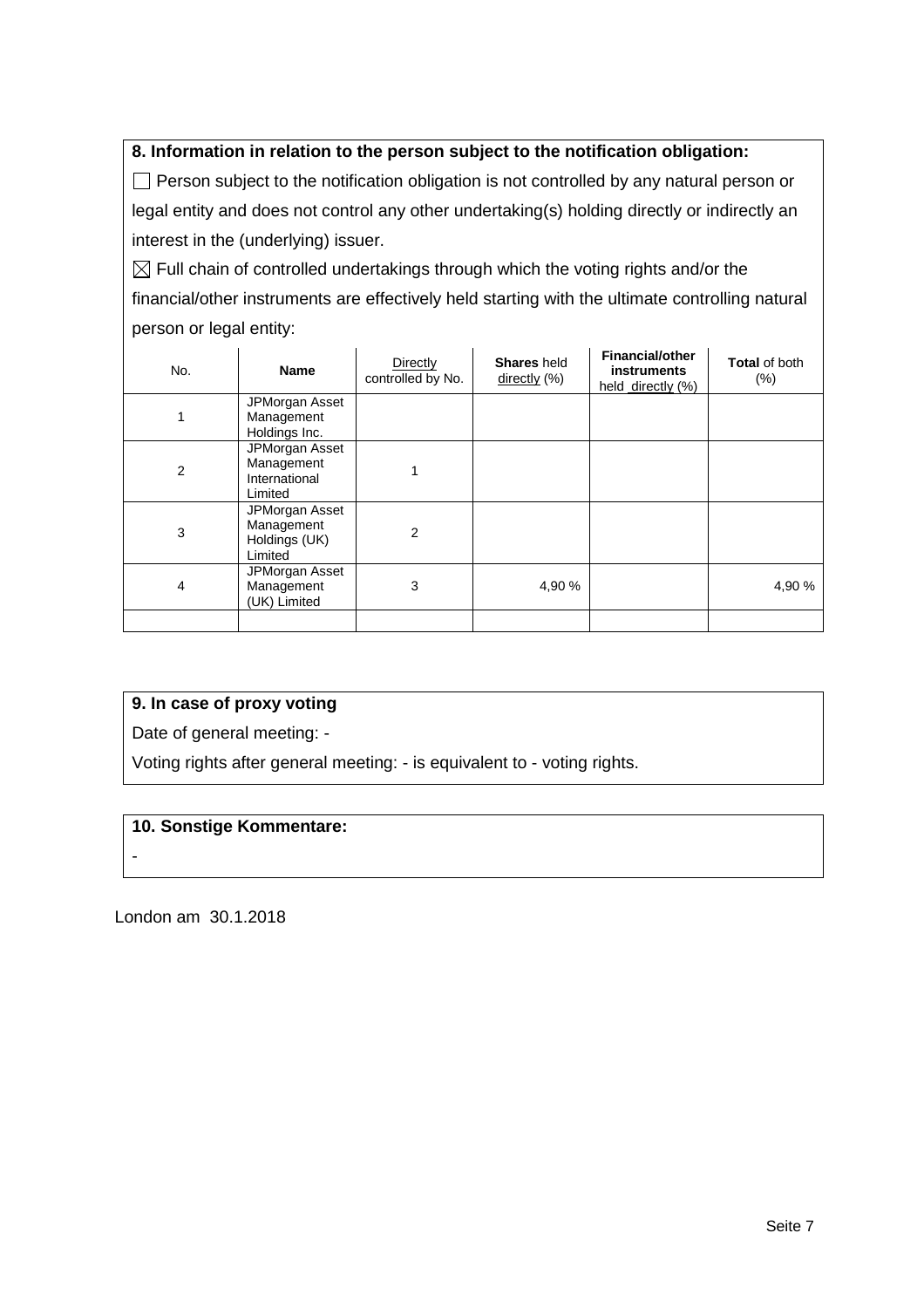**8. Information in relation to the person subject to the notification obligation:**

☐ Person subject to the notification obligation is not controlled by any natural person or legal entity and does not control any other undertaking(s) holding directly or indirectly an interest in the (underlying) issuer.

☒ Full chain of controlled undertakings through which the voting rights and/or the financial/other instruments are effectively held starting with the ultimate controlling natural person or legal entity:

| No. | Name | Directly controlled by No. | Shares held directly (%) | Financial/other instruments held directly (%) | Total of both (%) |
|---|---|---|---|---|---|
| 1 | JPMorgan Asset Management Holdings Inc. | | | | |
| 2 | JPMorgan Asset Management International Limited | 1 | | | |
| 3 | JPMorgan Asset Management Holdings (UK) Limited | 2 | | | |
| 4 | JPMorgan Asset Management (UK) Limited | 3 | 4,90 % | | 4,90 % |
| | | | | | |

**9. In case of proxy voting**

Date of general meeting: -

Voting rights after general meeting: - is equivalent to - voting rights.

**10. Sonstige Kommentare:**

-

London am 30.1.2018